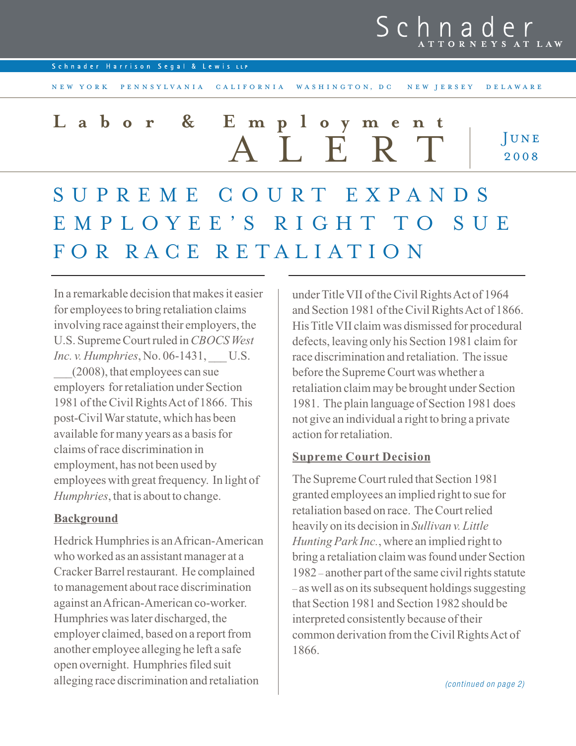Schnader
ATTORNEYS AT LAW

Schnader Harrison Segal & Lewis LLP

NEW YORK PENNSYLVANIA CALIFORNIA WASHINGTON, DC NEW JERSEY DELAWARE

# Labor & Employment ALERT

June 2008

# SUPREME COURT EXPANDS EMPLOYEE'S RIGHT TO SUE FOR RACE RETALIATION

In a remarkable decision that makes it easier for employees to bring retaliation claims involving race against their employers, the U.S. Supreme Court ruled in *CBOCS West Inc. v. Humphries*, No. 06-1431, ___ U.S. ___(2008), that employees can sue employers for retaliation under Section 1981 of the Civil Rights Act of 1866. This post-Civil War statute, which has been available for many years as a basis for claims of race discrimination in employment, has not been used by employees with great frequency. In light of *Humphries*, that is about to change.

## Background

Hedrick Humphries is an African-American who worked as an assistant manager at a Cracker Barrel restaurant. He complained to management about race discrimination against an African-American co-worker. Humphries was later discharged, the employer claimed, based on a report from another employee alleging he left a safe open overnight. Humphries filed suit alleging race discrimination and retaliation under Title VII of the Civil Rights Act of 1964 and Section 1981 of the Civil Rights Act of 1866. His Title VII claim was dismissed for procedural defects, leaving only his Section 1981 claim for race discrimination and retaliation. The issue before the Supreme Court was whether a retaliation claim may be brought under Section 1981. The plain language of Section 1981 does not give an individual a right to bring a private action for retaliation.

## Supreme Court Decision

The Supreme Court ruled that Section 1981 granted employees an implied right to sue for retaliation based on race. The Court relied heavily on its decision in *Sullivan v. Little Hunting Park Inc.*, where an implied right to bring a retaliation claim was found under Section 1982 – another part of the same civil rights statute – as well as on its subsequent holdings suggesting that Section 1981 and Section 1982 should be interpreted consistently because of their common derivation from the Civil Rights Act of 1866.

*(continued on page 2)*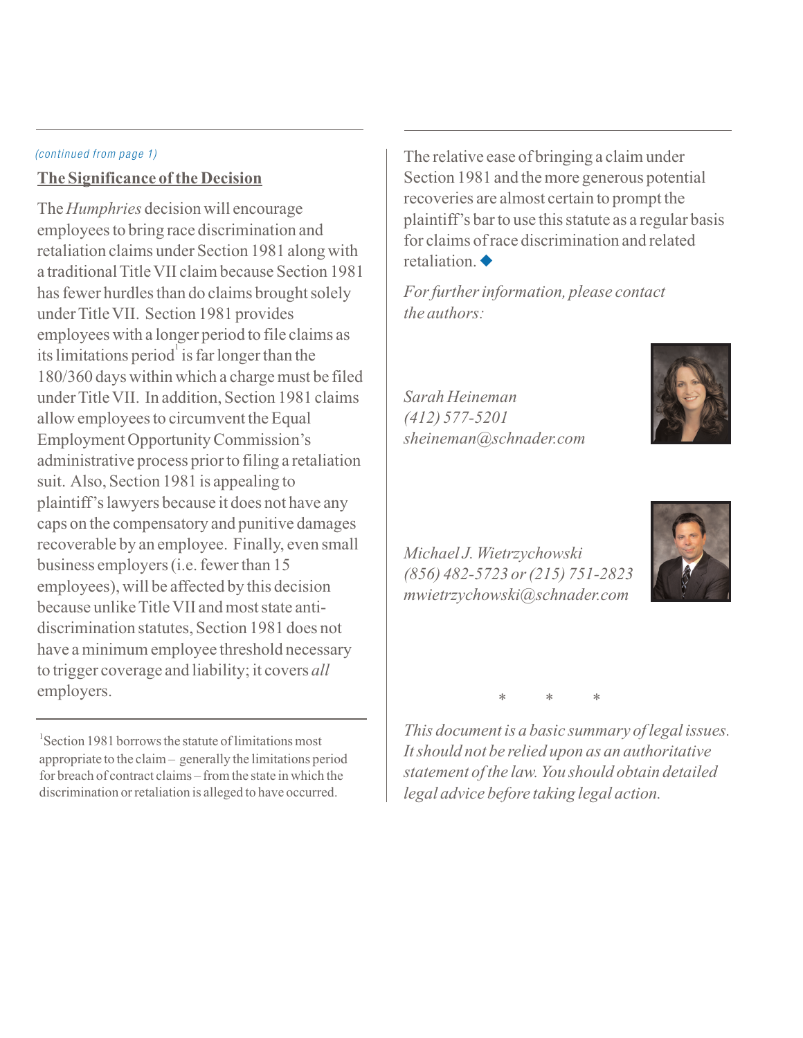*(continued from page 1)*

## The Significance of the Decision

The *Humphries* decision will encourage employees to bring race discrimination and retaliation claims under Section 1981 along with a traditional Title VII claim because Section 1981 has fewer hurdles than do claims brought solely under Title VII. Section 1981 provides employees with a longer period to file claims as its limitations period[1] is far longer than the 180/360 days within which a charge must be filed under Title VII. In addition, Section 1981 claims allow employees to circumvent the Equal Employment Opportunity Commission's administrative process prior to filing a retaliation suit. Also, Section 1981 is appealing to plaintiff's lawyers because it does not have any caps on the compensatory and punitive damages recoverable by an employee. Finally, even small business employers (i.e. fewer than 15 employees), will be affected by this decision because unlike Title VII and most state anti-discrimination statutes, Section 1981 does not have a minimum employee threshold necessary to trigger coverage and liability; it covers *all* employers.

The relative ease of bringing a claim under Section 1981 and the more generous potential recoveries are almost certain to prompt the plaintiff's bar to use this statute as a regular basis for claims of race discrimination and related retaliation. ◆

*For further information, please contact the authors:*

*Sarah Heineman*
*(412) 577-5201*
*sheineman@schnader.com*

*Michael J. Wietrzychowski*
*(856) 482-5723 or (215) 751-2823*
*mwietrzychowski@schnader.com*

\* \* \*

*This document is a basic summary of legal issues. It should not be relied upon as an authoritative statement of the law. You should obtain detailed legal advice before taking legal action.*

---

[1] Section 1981 borrows the statute of limitations most appropriate to the claim – generally the limitations period for breach of contract claims – from the state in which the discrimination or retaliation is alleged to have occurred.